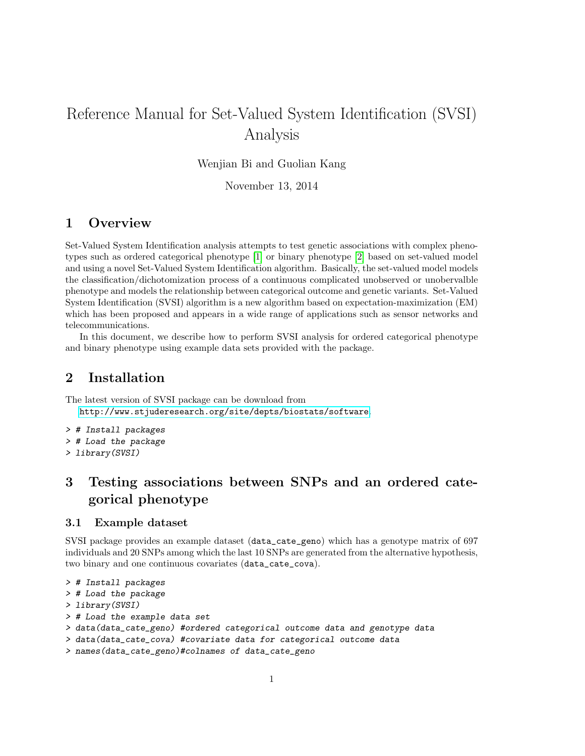# Reference Manual for Set-Valued System Identification (SVSI) Analysis

Wenjian Bi and Guolian Kang

November 13, 2014

## 1 Overview

Set-Valued System Identification analysis attempts to test genetic associations with complex phenotypes such as ordered categorical phenotype [1] or binary phenotype [2] based on set-valued model and using a novel Set-Valued System Identification algorithm. Basically, the set-valued model models the classification/dichotomization process of a continuous complicated unobserved or unobervalble phenotype and models the relationship between categorical outcome and genetic variants. Set-Valued System Identification (SVSI) algorithm is a new algorithm based on expectation-maximization (EM) which has been proposed and appears in a wide range of applications such as sensor networks and telecommunications.

In this document, we describe how to perform SVSI analysis for ordered categorical phenotype and binary phenotype using example data sets provided with the package.

## 2 Installation

The latest version of SVSI package can be download from
http://www.stjuderesearch.org/site/depts/biostats/software.

```
> # Install packages
> # Load the package
> library(SVSI)
```

## 3 Testing associations between SNPs and an ordered categorical phenotype

### 3.1 Example dataset

SVSI package provides an example dataset (data_cate_geno) which has a genotype matrix of 697 individuals and 20 SNPs among which the last 10 SNPs are generated from the alternative hypothesis, two binary and one continuous covariates (data_cate_cova).

```
> # Install packages
> # Load the package
> library(SVSI)
> # Load the example data set
> data(data_cate_geno) #ordered categorical outcome data and genotype data
> data(data_cate_cova) #covariate data for categorical outcome data
> names(data_cate_geno)#colnames of data_cate_geno
```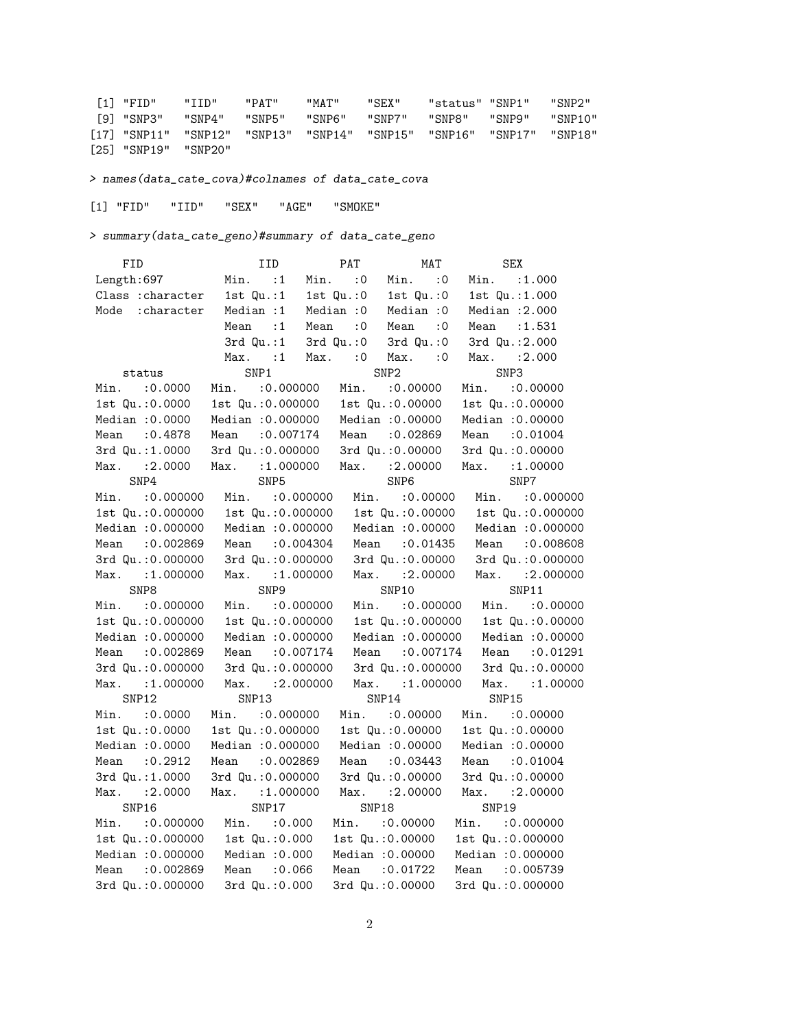```
 [1] "FID"    "IID"    "PAT"    "MAT"    "SEX"    "status" "SNP1"   "SNP2"
 [9] "SNP3"   "SNP4"   "SNP5"   "SNP6"   "SNP7"   "SNP8"   "SNP9"   "SNP10"
[17] "SNP11"  "SNP12"  "SNP13"  "SNP14"  "SNP15"  "SNP16"  "SNP17"  "SNP18"
[25] "SNP19"  "SNP20"
```

```
> names(data_cate_cova)#colnames of data_cate_cova
```

```
[1] "FID"   "IID"   "SEX"   "AGE"   "SMOKE"
```

```
> summary(data_cate_geno)#summary of data_cate_geno
```

```
    FID                 IID         PAT         MAT         SEX
 Length:697         Min.   :1   Min.   :0   Min.   :0   Min.   :1.000
 Class :character   1st Qu.:1   1st Qu.:0   1st Qu.:0   1st Qu.:1.000
 Mode  :character   Median :1   Median :0   Median :0   Median :2.000
                    Mean   :1   Mean   :0   Mean   :0   Mean   :1.531
                    3rd Qu.:1   3rd Qu.:0   3rd Qu.:0   3rd Qu.:2.000
                    Max.   :1   Max.   :0   Max.   :0   Max.   :2.000
    status            SNP1               SNP2              SNP3
 Min.   :0.0000   Min.   :0.000000   Min.   :0.00000   Min.   :0.00000
 1st Qu.:0.0000   1st Qu.:0.000000   1st Qu.:0.00000   1st Qu.:0.00000
 Median :0.0000   Median :0.000000   Median :0.00000   Median :0.00000
 Mean   :0.4878   Mean   :0.007174   Mean   :0.02869   Mean   :0.01004
 3rd Qu.:1.0000   3rd Qu.:0.000000   3rd Qu.:0.00000   3rd Qu.:0.00000
 Max.   :2.0000   Max.   :1.000000   Max.   :2.00000   Max.   :1.00000
      SNP4               SNP5               SNP6              SNP7
 Min.   :0.000000   Min.   :0.000000   Min.   :0.00000   Min.   :0.000000
 1st Qu.:0.000000   1st Qu.:0.000000   1st Qu.:0.00000   1st Qu.:0.000000
 Median :0.000000   Median :0.000000   Median :0.00000   Median :0.000000
 Mean   :0.002869   Mean   :0.004304   Mean   :0.01435   Mean   :0.008608
 3rd Qu.:0.000000   3rd Qu.:0.000000   3rd Qu.:0.00000   3rd Qu.:0.000000
 Max.   :1.000000   Max.   :1.000000   Max.   :2.00000   Max.   :2.000000
      SNP8               SNP9               SNP10              SNP11
 Min.   :0.000000   Min.   :0.000000   Min.   :0.000000   Min.   :0.00000
 1st Qu.:0.000000   1st Qu.:0.000000   1st Qu.:0.000000   1st Qu.:0.00000
 Median :0.000000   Median :0.000000   Median :0.000000   Median :0.00000
 Mean   :0.002869   Mean   :0.007174   Mean   :0.007174   Mean   :0.01291
 3rd Qu.:0.000000   3rd Qu.:0.000000   3rd Qu.:0.000000   3rd Qu.:0.00000
 Max.   :1.000000   Max.   :2.000000   Max.   :1.000000   Max.   :1.00000
     SNP12             SNP13              SNP14             SNP15
 Min.   :0.0000   Min.   :0.000000   Min.   :0.00000   Min.   :0.00000
 1st Qu.:0.0000   1st Qu.:0.000000   1st Qu.:0.00000   1st Qu.:0.00000
 Median :0.0000   Median :0.000000   Median :0.00000   Median :0.00000
 Mean   :0.2912   Mean   :0.002869   Mean   :0.03443   Mean   :0.01004
 3rd Qu.:1.0000   3rd Qu.:0.000000   3rd Qu.:0.00000   3rd Qu.:0.00000
 Max.   :2.0000   Max.   :1.000000   Max.   :2.00000   Max.   :2.00000
     SNP16              SNP17          SNP18             SNP19
 Min.   :0.000000   Min.   :0.000   Min.   :0.00000   Min.   :0.000000
 1st Qu.:0.000000   1st Qu.:0.000   1st Qu.:0.00000   1st Qu.:0.000000
 Median :0.000000   Median :0.000   Median :0.00000   Median :0.000000
 Mean   :0.002869   Mean   :0.066   Mean   :0.01722   Mean   :0.005739
 3rd Qu.:0.000000   3rd Qu.:0.000   3rd Qu.:0.00000   3rd Qu.:0.000000
```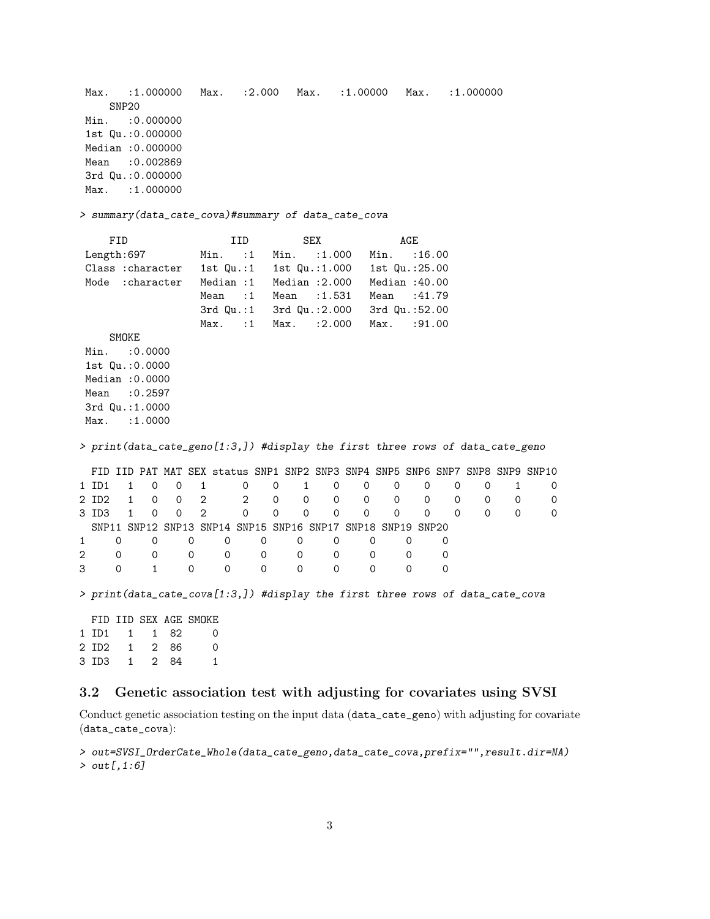```
 Max.   :1.000000   Max.   :2.000   Max.   :1.00000   Max.   :1.000000  
     SNP20         
 Min.   :0.000000  
 1st Qu.:0.000000  
 Median :0.000000  
 Mean   :0.002869  
 3rd Qu.:0.000000  
 Max.   :1.000000  
```

```
> summary(data_cate_cova)#summary of data_cate_cova
```

```
     FID                 IID         SEX             AGE       
 Length:697         Min.   :1   Min.   :1.000   Min.   :16.00  
 Class :character   1st Qu.:1   1st Qu.:1.000   1st Qu.:25.00  
 Mode  :character   Median :1   Median :2.000   Median :40.00  
                    Mean   :1   Mean   :1.531   Mean   :41.79  
                    3rd Qu.:1   3rd Qu.:2.000   3rd Qu.:52.00  
                    Max.   :1   Max.   :2.000   Max.   :91.00  
     SMOKE       
 Min.   :0.0000  
 1st Qu.:0.0000  
 Median :0.0000  
 Mean   :0.2597  
 3rd Qu.:1.0000  
 Max.   :1.0000  
```

```
> print(data_cate_geno[1:3,]) #display the first three rows of data_cate_geno
```

```
  FID IID PAT MAT SEX status SNP1 SNP2 SNP3 SNP4 SNP5 SNP6 SNP7 SNP8 SNP9 SNP10
1 ID1   1   0   0   1      0    0    1    0    0    0    0    0    0    1     0
2 ID2   1   0   0   2      2    0    0    0    0    0    0    0    0    0     0
3 ID3   1   0   0   2      0    0    0    0    0    0    0    0    0    0     0
  SNP11 SNP12 SNP13 SNP14 SNP15 SNP16 SNP17 SNP18 SNP19 SNP20
1     0     0     0     0     0     0     0     0     0     0
2     0     0     0     0     0     0     0     0     0     0
3     0     1     0     0     0     0     0     0     0     0
```

```
> print(data_cate_cova[1:3,]) #display the first three rows of data_cate_cova
```

```
  FID IID SEX AGE SMOKE
1 ID1   1   1  82     0
2 ID2   1   2  86     0
3 ID3   1   2  84     1
```

### 3.2 Genetic association test with adjusting for covariates using SVSI

Conduct genetic association testing on the input data (data_cate_geno) with adjusting for covariate (data_cate_cova):

```
> out=SVSI_OrderCate_Whole(data_cate_geno,data_cate_cova,prefix="",result.dir=NA)
> out[,1:6]
```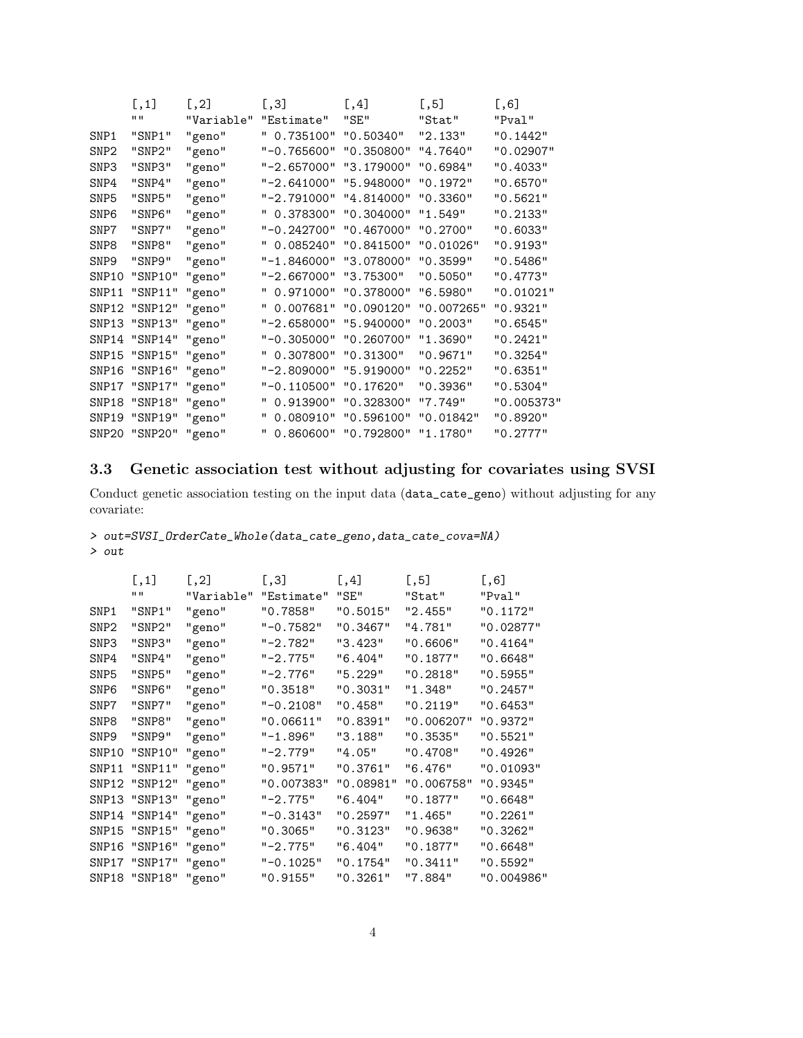```
      [,1]    [,2]       [,3]         [,4]        [,5]        [,6]
      ""      "Variable" "Estimate"   "SE"        "Stat"      "Pval"
SNP1  "SNP1"  "geno"     " 0.735100" "0.50340"   "2.133"     "0.1442"
SNP2  "SNP2"  "geno"     "-0.765600" "0.350800"  "4.7640"    "0.02907"
SNP3  "SNP3"  "geno"     "-2.657000" "3.179000"  "0.6984"    "0.4033"
SNP4  "SNP4"  "geno"     "-2.641000" "5.948000"  "0.1972"    "0.6570"
SNP5  "SNP5"  "geno"     "-2.791000" "4.814000"  "0.3360"    "0.5621"
SNP6  "SNP6"  "geno"     " 0.378300" "0.304000"  "1.549"     "0.2133"
SNP7  "SNP7"  "geno"     "-0.242700" "0.467000"  "0.2700"    "0.6033"
SNP8  "SNP8"  "geno"     " 0.085240" "0.841500"  "0.01026"   "0.9193"
SNP9  "SNP9"  "geno"     "-1.846000" "3.078000"  "0.3599"    "0.5486"
SNP10 "SNP10" "geno"     "-2.667000" "3.75300"   "0.5050"    "0.4773"
SNP11 "SNP11" "geno"     " 0.971000" "0.378000"  "6.5980"    "0.01021"
SNP12 "SNP12" "geno"     " 0.007681" "0.090120"  "0.007265"  "0.9321"
SNP13 "SNP13" "geno"     "-2.658000" "5.940000"  "0.2003"    "0.6545"
SNP14 "SNP14" "geno"     "-0.305000" "0.260700"  "1.3690"    "0.2421"
SNP15 "SNP15" "geno"     " 0.307800" "0.31300"   "0.9671"    "0.3254"
SNP16 "SNP16" "geno"     "-2.809000" "5.919000"  "0.2252"    "0.6351"
SNP17 "SNP17" "geno"     "-0.110500" "0.17620"   "0.3936"    "0.5304"
SNP18 "SNP18" "geno"     " 0.913900" "0.328300"  "7.749"     "0.005373"
SNP19 "SNP19" "geno"     " 0.080910" "0.596100"  "0.01842"   "0.8920"
SNP20 "SNP20" "geno"     " 0.860600" "0.792800"  "1.1780"    "0.2777"
```

### 3.3 Genetic association test without adjusting for covariates using SVSI

Conduct genetic association testing on the input data (data_cate_geno) without adjusting for any covariate:

```
> out=SVSI_OrderCate_Whole(data_cate_geno,data_cate_cova=NA)
> out
```

```
      [,1]    [,2]       [,3]        [,4]       [,5]       [,6]
      ""      "Variable" "Estimate"  "SE"       "Stat"     "Pval"
SNP1  "SNP1"  "geno"     "0.7858"    "0.5015"   "2.455"    "0.1172"
SNP2  "SNP2"  "geno"     "-0.7582"   "0.3467"   "4.781"    "0.02877"
SNP3  "SNP3"  "geno"     "-2.782"    "3.423"    "0.6606"   "0.4164"
SNP4  "SNP4"  "geno"     "-2.775"    "6.404"    "0.1877"   "0.6648"
SNP5  "SNP5"  "geno"     "-2.776"    "5.229"    "0.2818"   "0.5955"
SNP6  "SNP6"  "geno"     "0.3518"    "0.3031"   "1.348"    "0.2457"
SNP7  "SNP7"  "geno"     "-0.2108"   "0.458"    "0.2119"   "0.6453"
SNP8  "SNP8"  "geno"     "0.06611"   "0.8391"   "0.006207" "0.9372"
SNP9  "SNP9"  "geno"     "-1.896"    "3.188"    "0.3535"   "0.5521"
SNP10 "SNP10" "geno"     "-2.779"    "4.05"     "0.4708"   "0.4926"
SNP11 "SNP11" "geno"     "0.9571"    "0.3761"   "6.476"    "0.01093"
SNP12 "SNP12" "geno"     "0.007383"  "0.08981"  "0.006758" "0.9345"
SNP13 "SNP13" "geno"     "-2.775"    "6.404"    "0.1877"   "0.6648"
SNP14 "SNP14" "geno"     "-0.3143"   "0.2597"   "1.465"    "0.2261"
SNP15 "SNP15" "geno"     "0.3065"    "0.3123"   "0.9638"   "0.3262"
SNP16 "SNP16" "geno"     "-2.775"    "6.404"    "0.1877"   "0.6648"
SNP17 "SNP17" "geno"     "-0.1025"   "0.1754"   "0.3411"   "0.5592"
SNP18 "SNP18" "geno"     "0.9155"    "0.3261"   "7.884"    "0.004986"
```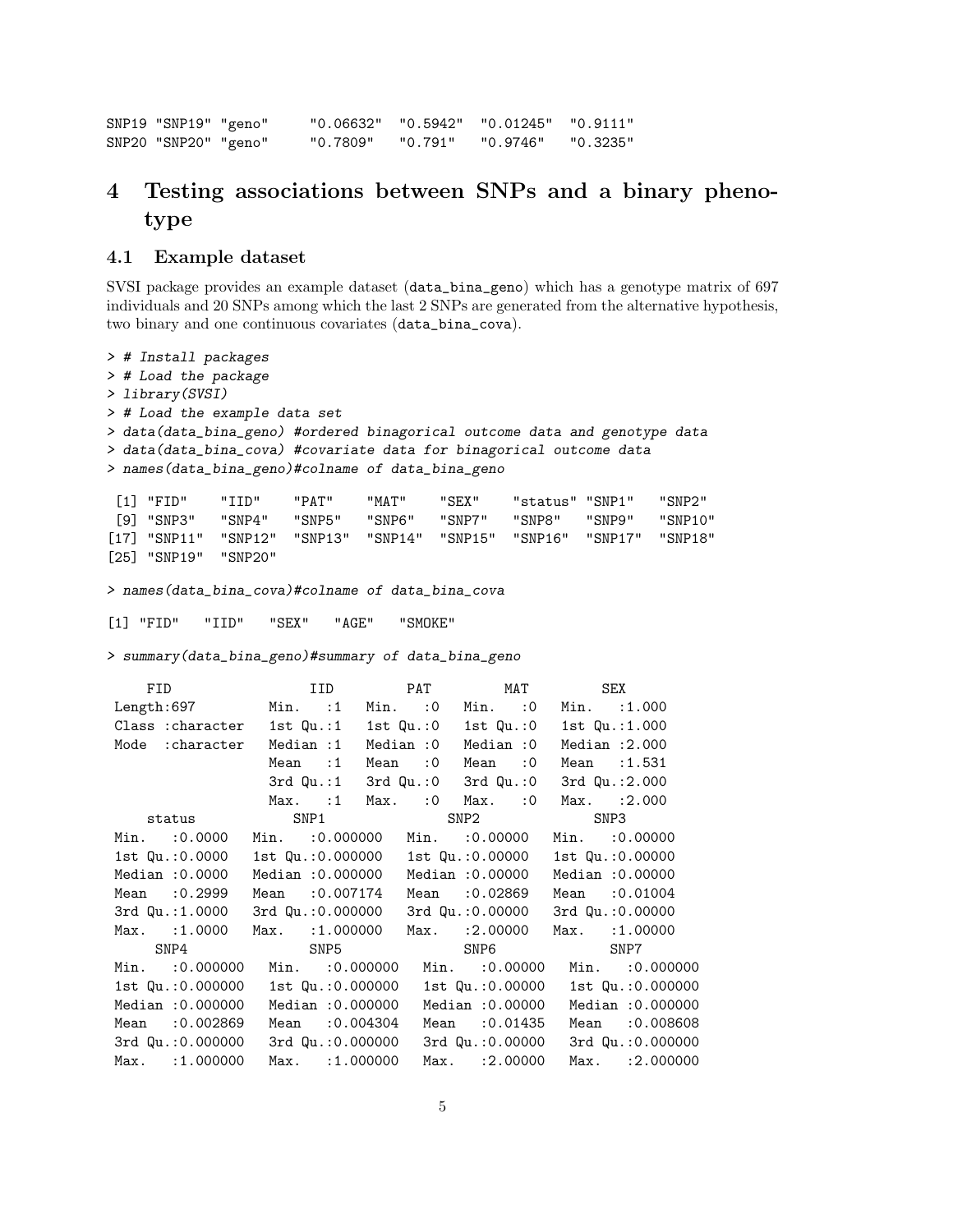```
SNP19 "SNP19" "geno"     "0.06632"  "0.5942"  "0.01245"  "0.9111"
SNP20 "SNP20" "geno"     "0.7809"   "0.791"   "0.9746"   "0.3235"
```

# 4 Testing associations between SNPs and a binary phenotype

## 4.1 Example dataset

SVSI package provides an example dataset (data_bina_geno) which has a genotype matrix of 697 individuals and 20 SNPs among which the last 2 SNPs are generated from the alternative hypothesis, two binary and one continuous covariates (data_bina_cova).

```
> # Install packages
> # Load the package
> library(SVSI)
> # Load the example data set
> data(data_bina_geno) #ordered binagorical outcome data and genotype data
> data(data_bina_cova) #covariate data for binagorical outcome data
> names(data_bina_geno)#colname of data_bina_geno

 [1] "FID"    "IID"    "PAT"    "MAT"    "SEX"    "status" "SNP1"   "SNP2"
 [9] "SNP3"   "SNP4"   "SNP5"   "SNP6"   "SNP7"   "SNP8"   "SNP9"   "SNP10"
[17] "SNP11"  "SNP12"  "SNP13"  "SNP14"  "SNP15"  "SNP16"  "SNP17"  "SNP18"
[25] "SNP19"  "SNP20"

> names(data_bina_cova)#colname of data_bina_cova

[1] "FID"   "IID"   "SEX"   "AGE"   "SMOKE"

> summary(data_bina_geno)#summary of data_bina_geno

     FID                 IID         PAT         MAT         SEX
 Length:697         Min.   :1   Min.   :0   Min.   :0   Min.   :1.000
 Class :character   1st Qu.:1   1st Qu.:0   1st Qu.:0   1st Qu.:1.000
 Mode  :character   Median :1   Median :0   Median :0   Median :2.000
                    Mean   :1   Mean   :0   Mean   :0   Mean   :1.531
                    3rd Qu.:1   3rd Qu.:0   3rd Qu.:0   3rd Qu.:2.000
                    Max.   :1   Max.   :0   Max.   :0   Max.   :2.000
     status            SNP1               SNP2              SNP3
 Min.   :0.0000   Min.   :0.000000   Min.   :0.00000   Min.   :0.00000
 1st Qu.:0.0000   1st Qu.:0.000000   1st Qu.:0.00000   1st Qu.:0.00000
 Median :0.0000   Median :0.000000   Median :0.00000   Median :0.00000
 Mean   :0.2999   Mean   :0.007174   Mean   :0.02869   Mean   :0.01004
 3rd Qu.:1.0000   3rd Qu.:0.000000   3rd Qu.:0.00000   3rd Qu.:0.00000
 Max.   :1.0000   Max.   :1.000000   Max.   :2.00000   Max.   :1.00000
      SNP4               SNP5               SNP6              SNP7
 Min.   :0.000000   Min.   :0.000000   Min.   :0.00000   Min.   :0.000000
 1st Qu.:0.000000   1st Qu.:0.000000   1st Qu.:0.00000   1st Qu.:0.000000
 Median :0.000000   Median :0.000000   Median :0.00000   Median :0.000000
 Mean   :0.002869   Mean   :0.004304   Mean   :0.01435   Mean   :0.008608
 3rd Qu.:0.000000   3rd Qu.:0.000000   3rd Qu.:0.00000   3rd Qu.:0.000000
 Max.   :1.000000   Max.   :1.000000   Max.   :2.00000   Max.   :2.000000
```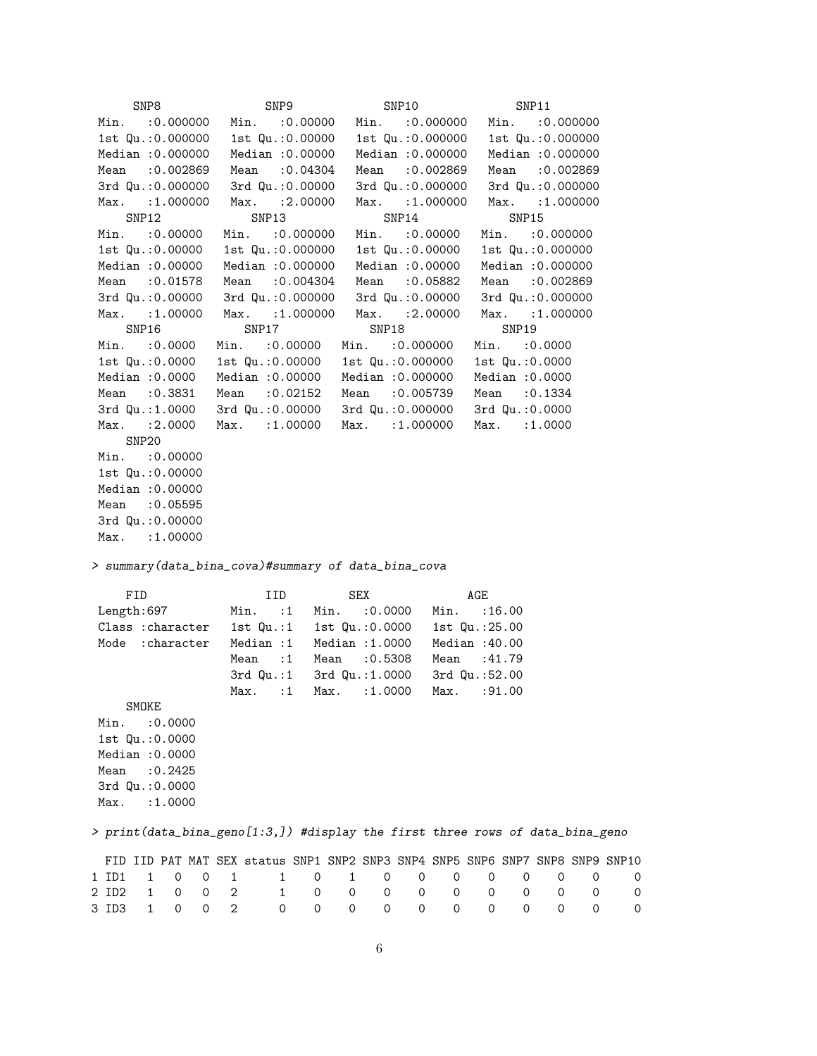```
      SNP8              SNP9            SNP10             SNP11
 Min.   :0.000000   Min.   :0.00000   Min.   :0.000000   Min.   :0.000000
 1st Qu.:0.000000   1st Qu.:0.00000   1st Qu.:0.000000   1st Qu.:0.000000
 Median :0.000000   Median :0.00000   Median :0.000000   Median :0.000000
 Mean   :0.002869   Mean   :0.04304   Mean   :0.002869   Mean   :0.002869
 3rd Qu.:0.000000   3rd Qu.:0.00000   3rd Qu.:0.000000   3rd Qu.:0.000000
 Max.   :1.000000   Max.   :2.00000   Max.   :1.000000   Max.   :1.000000
     SNP12             SNP13             SNP14             SNP15
 Min.   :0.00000   Min.   :0.000000   Min.   :0.00000   Min.   :0.000000
 1st Qu.:0.00000   1st Qu.:0.000000   1st Qu.:0.00000   1st Qu.:0.000000
 Median :0.00000   Median :0.000000   Median :0.00000   Median :0.000000
 Mean   :0.01578   Mean   :0.004304   Mean   :0.05882   Mean   :0.002869
 3rd Qu.:0.00000   3rd Qu.:0.000000   3rd Qu.:0.00000   3rd Qu.:0.000000
 Max.   :1.00000   Max.   :1.000000   Max.   :2.00000   Max.   :1.000000
     SNP16            SNP17             SNP18              SNP19
 Min.   :0.0000   Min.   :0.00000   Min.   :0.000000   Min.   :0.0000
 1st Qu.:0.0000   1st Qu.:0.00000   1st Qu.:0.000000   1st Qu.:0.0000
 Median :0.0000   Median :0.00000   Median :0.000000   Median :0.0000
 Mean   :0.3831   Mean   :0.02152   Mean   :0.005739   Mean   :0.1334
 3rd Qu.:1.0000   3rd Qu.:0.00000   3rd Qu.:0.000000   3rd Qu.:0.0000
 Max.   :2.0000   Max.   :1.00000   Max.   :1.000000   Max.   :1.0000
     SNP20
 Min.   :0.00000
 1st Qu.:0.00000
 Median :0.00000
 Mean   :0.05595
 3rd Qu.:0.00000
 Max.   :1.00000
```

```
> summary(data_bina_cova)#summary of data_bina_cova
```

```
     FID                 IID         SEX              AGE
 Length:697         Min.   :1   Min.   :0.0000   Min.   :16.00
 Class :character   1st Qu.:1   1st Qu.:0.0000   1st Qu.:25.00
 Mode  :character   Median :1   Median :1.0000   Median :40.00
                    Mean   :1   Mean   :0.5308   Mean   :41.79
                    3rd Qu.:1   3rd Qu.:1.0000   3rd Qu.:52.00
                    Max.   :1   Max.   :1.0000   Max.   :91.00
     SMOKE
 Min.   :0.0000
 1st Qu.:0.0000
 Median :0.0000
 Mean   :0.2425
 3rd Qu.:0.0000
 Max.   :1.0000
```

```
> print(data_bina_geno[1:3,]) #display the first three rows of data_bina_geno
```

```
  FID IID PAT MAT SEX status SNP1 SNP2 SNP3 SNP4 SNP5 SNP6 SNP7 SNP8 SNP9 SNP10
1 ID1   1   0   0   1      1    0    1    0    0    0    0    0    0    0     0
2 ID2   1   0   0   2      1    0    0    0    0    0    0    0    0    0     0
3 ID3   1   0   0   2      0    0    0    0    0    0    0    0    0    0     0
```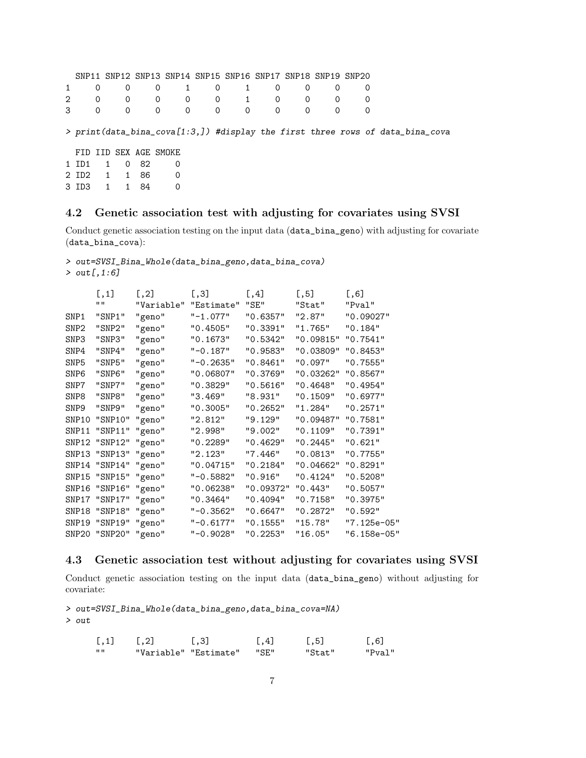```
  SNP11 SNP12 SNP13 SNP14 SNP15 SNP16 SNP17 SNP18 SNP19 SNP20
1     0     0     0     1     0     1     0     0     0     0
2     0     0     0     0     0     1     0     0     0     0
3     0     0     0     0     0     0     0     0     0     0
```

```
> print(data_bina_cova[1:3,]) #display the first three rows of data_bina_cova

  FID IID SEX AGE SMOKE
1 ID1   1   0  82     0
2 ID2   1   1  86     0
3 ID3   1   1  84     0
```

## 4.2 Genetic association test with adjusting for covariates using SVSI

Conduct genetic association testing on the input data (data_bina_geno) with adjusting for covariate (data_bina_cova):

```
> out=SVSI_Bina_Whole(data_bina_geno,data_bina_cova)
> out[,1:6]

      [,1]    [,2]       [,3]       [,4]       [,5]       [,6]
      ""      "Variable" "Estimate" "SE"       "Stat"     "Pval"
SNP1  "SNP1"  "geno"     "-1.077"   "0.6357"   "2.87"     "0.09027"
SNP2  "SNP2"  "geno"     "0.4505"   "0.3391"   "1.765"    "0.184"
SNP3  "SNP3"  "geno"     "0.1673"   "0.5342"   "0.09815"  "0.7541"
SNP4  "SNP4"  "geno"     "-0.187"   "0.9583"   "0.03809"  "0.8453"
SNP5  "SNP5"  "geno"     "-0.2635"  "0.8461"   "0.097"    "0.7555"
SNP6  "SNP6"  "geno"     "0.06807"  "0.3769"   "0.03262"  "0.8567"
SNP7  "SNP7"  "geno"     "0.3829"   "0.5616"   "0.4648"   "0.4954"
SNP8  "SNP8"  "geno"     "3.469"    "8.931"    "0.1509"   "0.6977"
SNP9  "SNP9"  "geno"     "0.3005"   "0.2652"   "1.284"    "0.2571"
SNP10 "SNP10" "geno"     "2.812"    "9.129"    "0.09487"  "0.7581"
SNP11 "SNP11" "geno"     "2.998"    "9.002"    "0.1109"   "0.7391"
SNP12 "SNP12" "geno"     "0.2289"   "0.4629"   "0.2445"   "0.621"
SNP13 "SNP13" "geno"     "2.123"    "7.446"    "0.0813"   "0.7755"
SNP14 "SNP14" "geno"     "0.04715"  "0.2184"   "0.04662"  "0.8291"
SNP15 "SNP15" "geno"     "-0.5882"  "0.916"    "0.4124"   "0.5208"
SNP16 "SNP16" "geno"     "0.06238"  "0.09372"  "0.443"    "0.5057"
SNP17 "SNP17" "geno"     "0.3464"   "0.4094"   "0.7158"   "0.3975"
SNP18 "SNP18" "geno"     "-0.3562"  "0.6647"   "0.2872"   "0.592"
SNP19 "SNP19" "geno"     "-0.6177"  "0.1555"   "15.78"    "7.125e-05"
SNP20 "SNP20" "geno"     "-0.9028"  "0.2253"   "16.05"    "6.158e-05"
```

## 4.3 Genetic association test without adjusting for covariates using SVSI

Conduct genetic association testing on the input data (data_bina_geno) without adjusting for covariate:

```
> out=SVSI_Bina_Whole(data_bina_geno,data_bina_cova=NA)
> out

      [,1]    [,2]       [,3]        [,4]       [,5]        [,6]
      ""      "Variable" "Estimate"  "SE"       "Stat"      "Pval"
```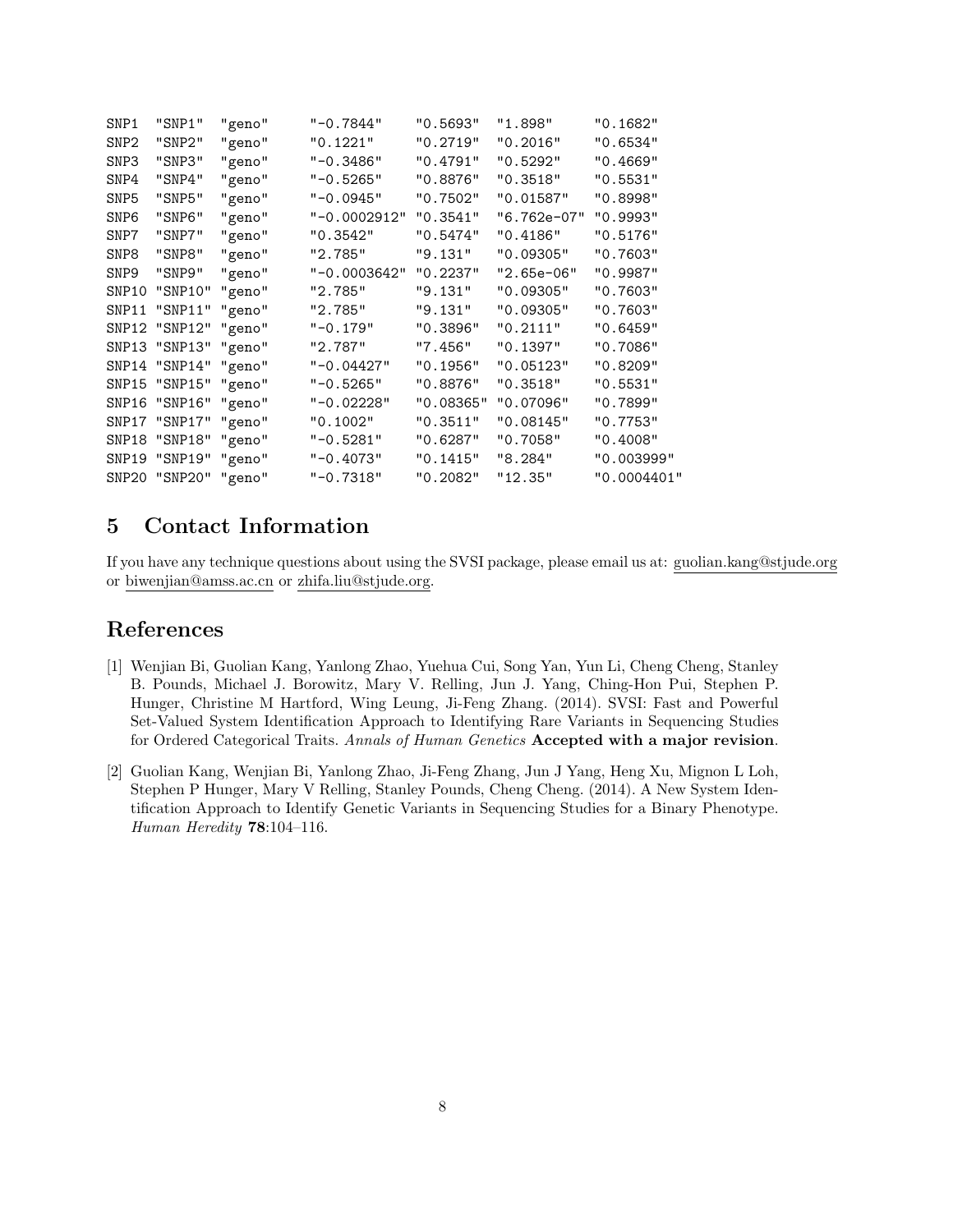```
SNP1  "SNP1"  "geno"   "-0.7844"     "0.5693"  "1.898"     "0.1682"
SNP2  "SNP2"  "geno"   "0.1221"      "0.2719"  "0.2016"    "0.6534"
SNP3  "SNP3"  "geno"   "-0.3486"     "0.4791"  "0.5292"    "0.4669"
SNP4  "SNP4"  "geno"   "-0.5265"     "0.8876"  "0.3518"    "0.5531"
SNP5  "SNP5"  "geno"   "-0.0945"     "0.7502"  "0.01587"   "0.8998"
SNP6  "SNP6"  "geno"   "-0.0002912"  "0.3541"  "6.762e-07" "0.9993"
SNP7  "SNP7"  "geno"   "0.3542"      "0.5474"  "0.4186"    "0.5176"
SNP8  "SNP8"  "geno"   "2.785"       "9.131"   "0.09305"   "0.7603"
SNP9  "SNP9"  "geno"   "-0.0003642"  "0.2237"  "2.65e-06"  "0.9987"
SNP10 "SNP10" "geno"   "2.785"       "9.131"   "0.09305"   "0.7603"
SNP11 "SNP11" "geno"   "2.785"       "9.131"   "0.09305"   "0.7603"
SNP12 "SNP12" "geno"   "-0.179"      "0.3896"  "0.2111"    "0.6459"
SNP13 "SNP13" "geno"   "2.787"       "7.456"   "0.1397"    "0.7086"
SNP14 "SNP14" "geno"   "-0.04427"    "0.1956"  "0.05123"   "0.8209"
SNP15 "SNP15" "geno"   "-0.5265"     "0.8876"  "0.3518"    "0.5531"
SNP16 "SNP16" "geno"   "-0.02228"    "0.08365" "0.07096"   "0.7899"
SNP17 "SNP17" "geno"   "0.1002"      "0.3511"  "0.08145"   "0.7753"
SNP18 "SNP18" "geno"   "-0.5281"     "0.6287"  "0.7058"    "0.4008"
SNP19 "SNP19" "geno"   "-0.4073"     "0.1415"  "8.284"     "0.003999"
SNP20 "SNP20" "geno"   "-0.7318"     "0.2082"  "12.35"     "0.0004401"
```

## 5 Contact Information

If you have any technique questions about using the SVSI package, please email us at: guolian.kang@stjude.org or biwenjian@amss.ac.cn or zhifa.liu@stjude.org.

## References

[1] Wenjian Bi, Guolian Kang, Yanlong Zhao, Yuehua Cui, Song Yan, Yun Li, Cheng Cheng, Stanley B. Pounds, Michael J. Borowitz, Mary V. Relling, Jun J. Yang, Ching-Hon Pui, Stephen P. Hunger, Christine M Hartford, Wing Leung, Ji-Feng Zhang. (2014). SVSI: Fast and Powerful Set-Valued System Identification Approach to Identifying Rare Variants in Sequencing Studies for Ordered Categorical Traits. *Annals of Human Genetics* **Accepted with a major revision**.

[2] Guolian Kang, Wenjian Bi, Yanlong Zhao, Ji-Feng Zhang, Jun J Yang, Heng Xu, Mignon L Loh, Stephen P Hunger, Mary V Relling, Stanley Pounds, Cheng Cheng. (2014). A New System Identification Approach to Identify Genetic Variants in Sequencing Studies for a Binary Phenotype. *Human Heredity* **78**:104–116.